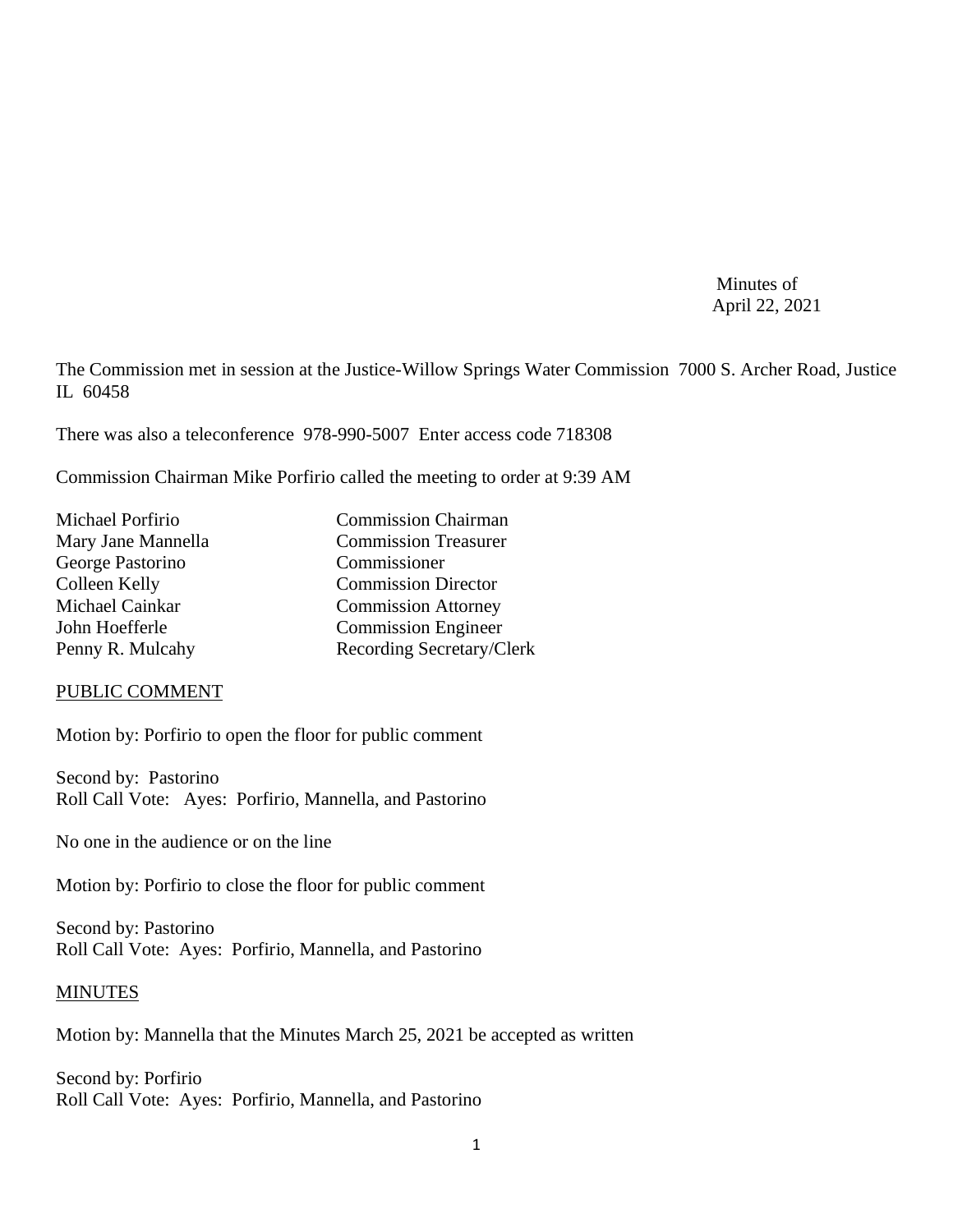Minutes of
April 22, 2021

The Commission met in session at the Justice-Willow Springs Water Commission 7000 S. Archer Road, Justice IL 60458

There was also a teleconference 978-990-5007 Enter access code 718308

Commission Chairman Mike Porfirio called the meeting to order at 9:39 AM

| | |
|---|---|
| Michael Porfirio | Commission Chairman |
| Mary Jane Mannella | Commission Treasurer |
| George Pastorino | Commissioner |
| Colleen Kelly | Commission Director |
| Michael Cainkar | Commission Attorney |
| John Hoefferle | Commission Engineer |
| Penny R. Mulcahy | Recording Secretary/Clerk |

PUBLIC COMMENT

Motion by: Porfirio to open the floor for public comment

Second by: Pastorino
Roll Call Vote: Ayes: Porfirio, Mannella, and Pastorino

No one in the audience or on the line

Motion by: Porfirio to close the floor for public comment

Second by: Pastorino
Roll Call Vote: Ayes: Porfirio, Mannella, and Pastorino

MINUTES

Motion by: Mannella that the Minutes March 25, 2021 be accepted as written

Second by: Porfirio
Roll Call Vote: Ayes: Porfirio, Mannella, and Pastorino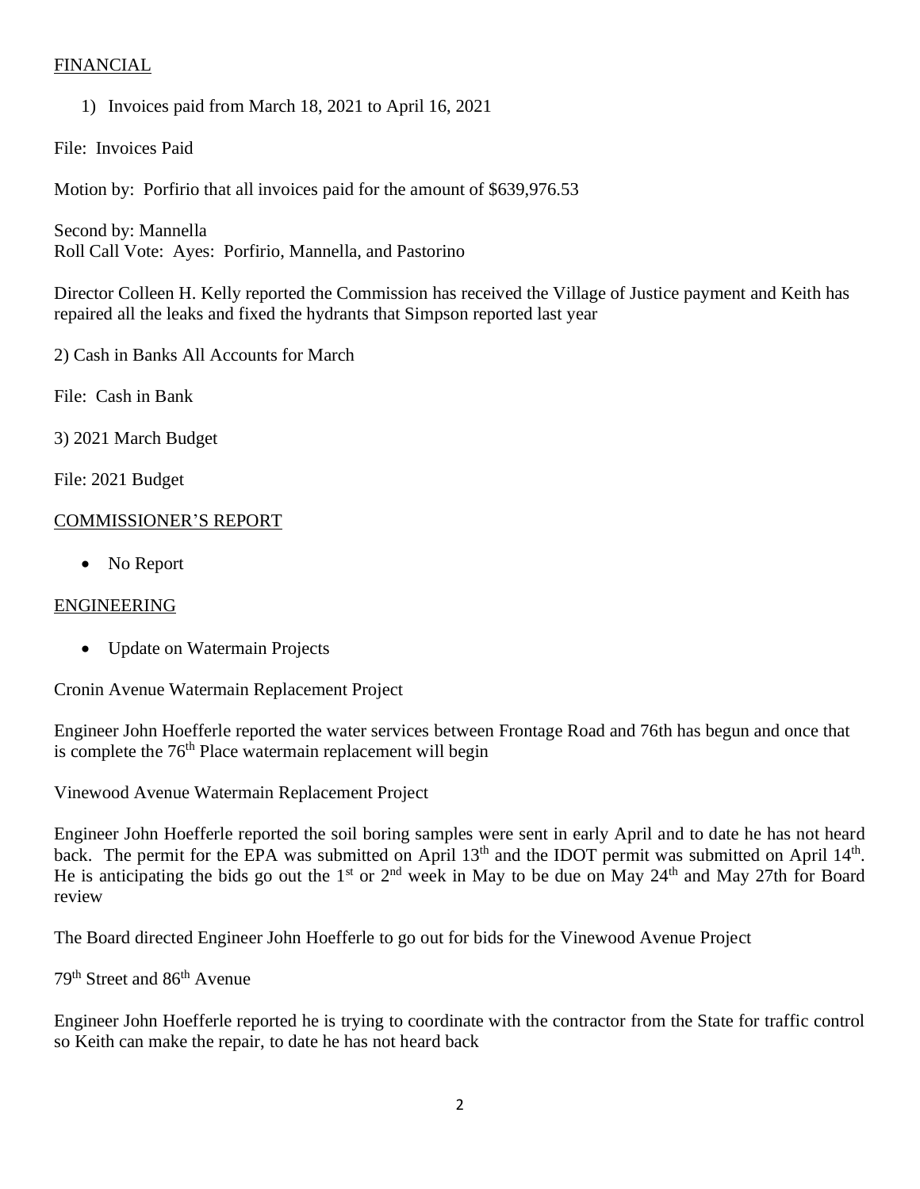## FINANCIAL

1) Invoices paid from March 18, 2021 to April 16, 2021

File: Invoices Paid

Motion by: Porfirio that all invoices paid for the amount of $639,976.53

Second by: Mannella
Roll Call Vote: Ayes: Porfirio, Mannella, and Pastorino

Director Colleen H. Kelly reported the Commission has received the Village of Justice payment and Keith has repaired all the leaks and fixed the hydrants that Simpson reported last year

2) Cash in Banks All Accounts for March

File: Cash in Bank

3) 2021 March Budget

File: 2021 Budget

## COMMISSIONER'S REPORT

- No Report

## ENGINEERING

- Update on Watermain Projects

Cronin Avenue Watermain Replacement Project

Engineer John Hoefferle reported the water services between Frontage Road and 76th has begun and once that is complete the 76th Place watermain replacement will begin

Vinewood Avenue Watermain Replacement Project

Engineer John Hoefferle reported the soil boring samples were sent in early April and to date he has not heard back. The permit for the EPA was submitted on April 13th and the IDOT permit was submitted on April 14th. He is anticipating the bids go out the 1st or 2nd week in May to be due on May 24th and May 27th for Board review

The Board directed Engineer John Hoefferle to go out for bids for the Vinewood Avenue Project

79th Street and 86th Avenue

Engineer John Hoefferle reported he is trying to coordinate with the contractor from the State for traffic control so Keith can make the repair, to date he has not heard back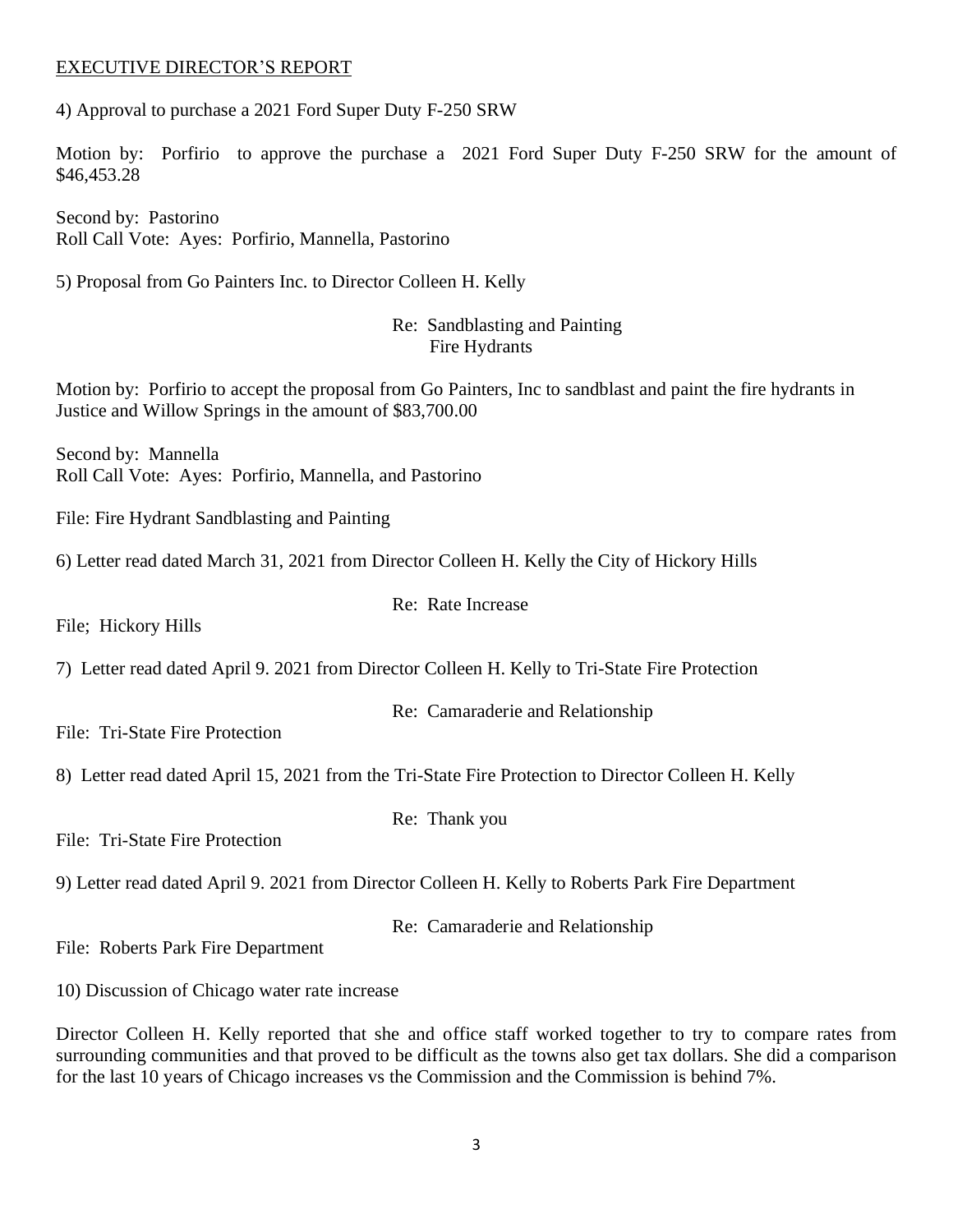EXECUTIVE DIRECTOR'S REPORT

4) Approval to purchase a 2021 Ford Super Duty F-250 SRW

Motion by: Porfirio to approve the purchase a 2021 Ford Super Duty F-250 SRW for the amount of $46,453.28

Second by: Pastorino
Roll Call Vote: Ayes: Porfirio, Mannella, Pastorino

5) Proposal from Go Painters Inc. to Director Colleen H. Kelly

Re: Sandblasting and Painting
Fire Hydrants

Motion by: Porfirio to accept the proposal from Go Painters, Inc to sandblast and paint the fire hydrants in Justice and Willow Springs in the amount of $83,700.00

Second by: Mannella
Roll Call Vote: Ayes: Porfirio, Mannella, and Pastorino

File: Fire Hydrant Sandblasting and Painting

6) Letter read dated March 31, 2021 from Director Colleen H. Kelly the City of Hickory Hills

Re: Rate Increase

File; Hickory Hills

7) Letter read dated April 9. 2021 from Director Colleen H. Kelly to Tri-State Fire Protection

Re: Camaraderie and Relationship

File: Tri-State Fire Protection

8) Letter read dated April 15, 2021 from the Tri-State Fire Protection to Director Colleen H. Kelly

Re: Thank you

File: Tri-State Fire Protection

9) Letter read dated April 9. 2021 from Director Colleen H. Kelly to Roberts Park Fire Department

Re: Camaraderie and Relationship

File: Roberts Park Fire Department

10) Discussion of Chicago water rate increase

Director Colleen H. Kelly reported that she and office staff worked together to try to compare rates from surrounding communities and that proved to be difficult as the towns also get tax dollars. She did a comparison for the last 10 years of Chicago increases vs the Commission and the Commission is behind 7%.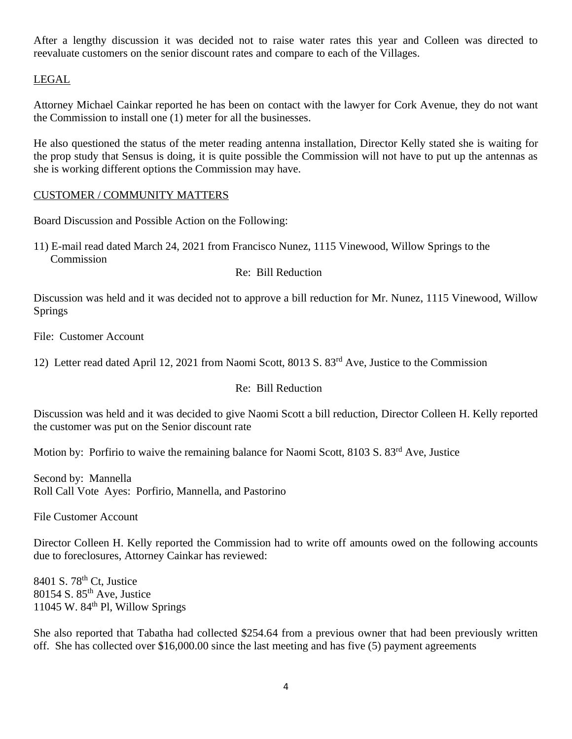After a lengthy discussion it was decided not to raise water rates this year and Colleen was directed to reevaluate customers on the senior discount rates and compare to each of the Villages.

## LEGAL

Attorney Michael Cainkar reported he has been on contact with the lawyer for Cork Avenue, they do not want the Commission to install one (1) meter for all the businesses.

He also questioned the status of the meter reading antenna installation, Director Kelly stated she is waiting for the prop study that Sensus is doing, it is quite possible the Commission will not have to put up the antennas as she is working different options the Commission may have.

## CUSTOMER / COMMUNITY MATTERS

Board Discussion and Possible Action on the Following:

11) E-mail read dated March 24, 2021 from Francisco Nunez, 1115 Vinewood, Willow Springs to the Commission

Re: Bill Reduction

Discussion was held and it was decided not to approve a bill reduction for Mr. Nunez, 1115 Vinewood, Willow Springs

File: Customer Account

12) Letter read dated April 12, 2021 from Naomi Scott, 8013 S. 83rd Ave, Justice to the Commission

Re: Bill Reduction

Discussion was held and it was decided to give Naomi Scott a bill reduction, Director Colleen H. Kelly reported the customer was put on the Senior discount rate

Motion by: Porfirio to waive the remaining balance for Naomi Scott, 8103 S. 83rd Ave, Justice

Second by: Mannella
Roll Call Vote Ayes: Porfirio, Mannella, and Pastorino

File Customer Account

Director Colleen H. Kelly reported the Commission had to write off amounts owed on the following accounts due to foreclosures, Attorney Cainkar has reviewed:

8401 S. 78th Ct, Justice
80154 S. 85th Ave, Justice
11045 W. 84th Pl, Willow Springs

She also reported that Tabatha had collected $254.64 from a previous owner that had been previously written off. She has collected over $16,000.00 since the last meeting and has five (5) payment agreements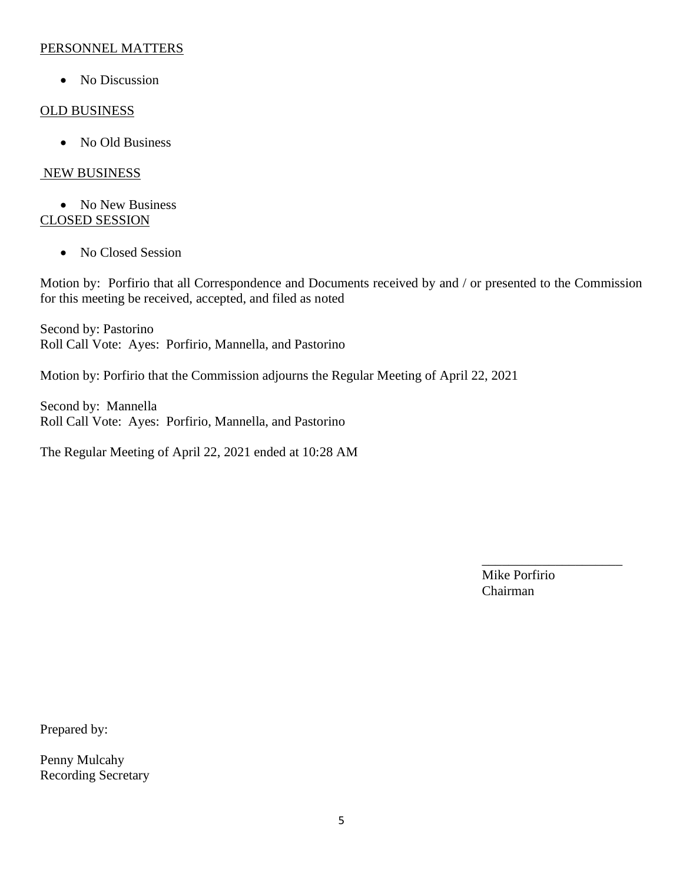PERSONNEL MATTERS

- No Discussion

OLD BUSINESS

- No Old Business

NEW BUSINESS

- No New Business

CLOSED SESSION

- No Closed Session

Motion by: Porfirio that all Correspondence and Documents received by and / or presented to the Commission for this meeting be received, accepted, and filed as noted

Second by: Pastorino
Roll Call Vote: Ayes: Porfirio, Mannella, and Pastorino

Motion by: Porfirio that the Commission adjourns the Regular Meeting of April 22, 2021

Second by: Mannella
Roll Call Vote: Ayes: Porfirio, Mannella, and Pastorino

The Regular Meeting of April 22, 2021 ended at 10:28 AM

_____________________
Mike Porfirio
Chairman

Prepared by:

Penny Mulcahy
Recording Secretary